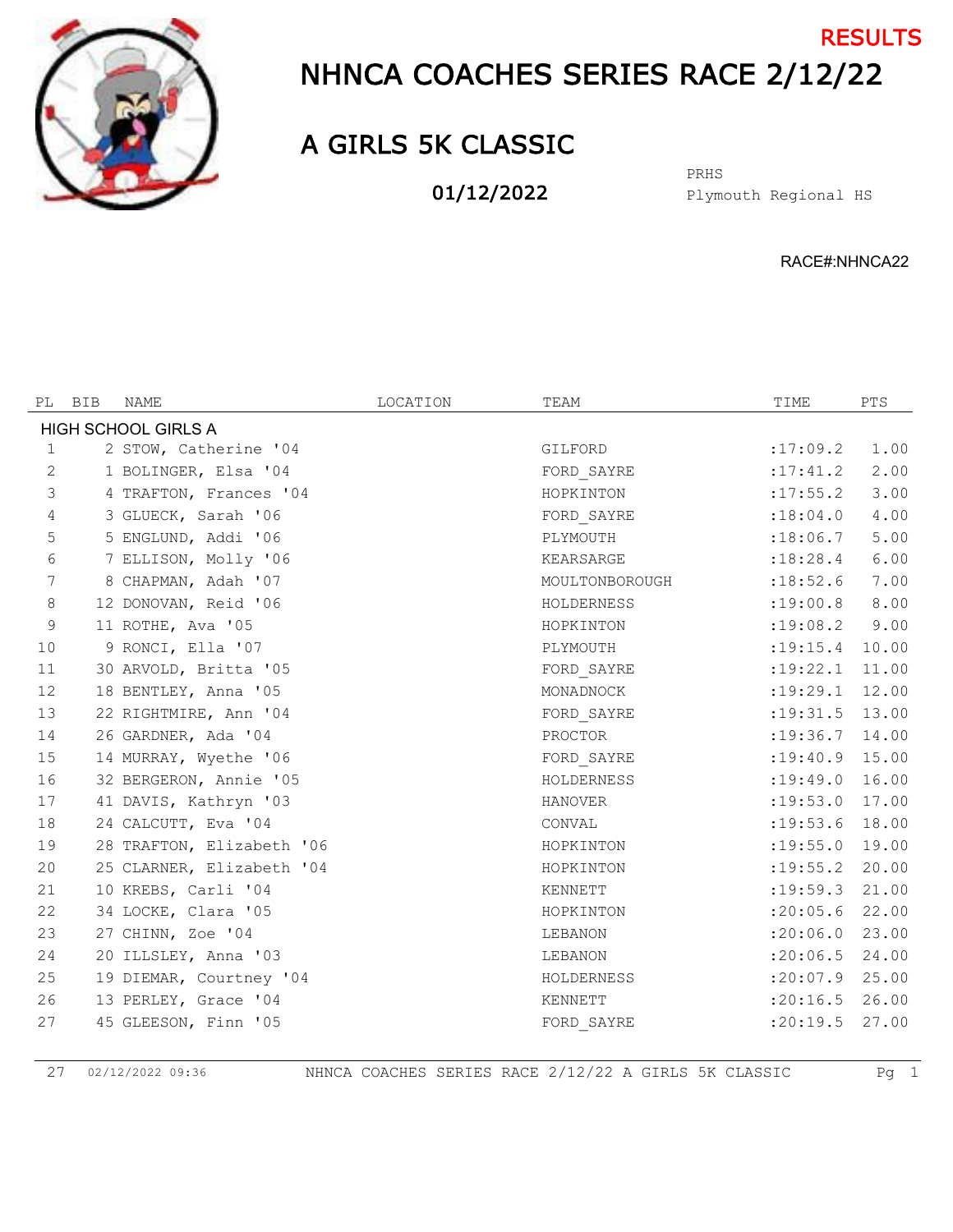RESULTS

# NHNCA COACHES SERIES RACE 2/12/22

## A GIRLS 5K CLASSIC

**01/12/2022**

PRHS
Plymouth Regional HS

RACE#:NHNCA22

| PL | BIB | NAME | LOCATION | TEAM | TIME | PTS |
|---|---|---|---|---|---|---|
| HIGH SCHOOL GIRLS A | | | | | | |
| 1 | 2 | STOW, Catherine '04 | | GILFORD | :17:09.2 | 1.00 |
| 2 | 1 | BOLINGER, Elsa '04 | | FORD_SAYRE | :17:41.2 | 2.00 |
| 3 | 4 | TRAFTON, Frances '04 | | HOPKINTON | :17:55.2 | 3.00 |
| 4 | 3 | GLUECK, Sarah '06 | | FORD_SAYRE | :18:04.0 | 4.00 |
| 5 | 5 | ENGLUND, Addi '06 | | PLYMOUTH | :18:06.7 | 5.00 |
| 6 | 7 | ELLISON, Molly '06 | | KEARSARGE | :18:28.4 | 6.00 |
| 7 | 8 | CHAPMAN, Adah '07 | | MOULTONBOROUGH | :18:52.6 | 7.00 |
| 8 | 12 | DONOVAN, Reid '06 | | HOLDERNESS | :19:00.8 | 8.00 |
| 9 | 11 | ROTHE, Ava '05 | | HOPKINTON | :19:08.2 | 9.00 |
| 10 | 9 | RONCI, Ella '07 | | PLYMOUTH | :19:15.4 | 10.00 |
| 11 | 30 | ARVOLD, Britta '05 | | FORD_SAYRE | :19:22.1 | 11.00 |
| 12 | 18 | BENTLEY, Anna '05 | | MONADNOCK | :19:29.1 | 12.00 |
| 13 | 22 | RIGHTMIRE, Ann '04 | | FORD_SAYRE | :19:31.5 | 13.00 |
| 14 | 26 | GARDNER, Ada '04 | | PROCTOR | :19:36.7 | 14.00 |
| 15 | 14 | MURRAY, Wyethe '06 | | FORD_SAYRE | :19:40.9 | 15.00 |
| 16 | 32 | BERGERON, Annie '05 | | HOLDERNESS | :19:49.0 | 16.00 |
| 17 | 41 | DAVIS, Kathryn '03 | | HANOVER | :19:53.0 | 17.00 |
| 18 | 24 | CALCUTT, Eva '04 | | CONVAL | :19:53.6 | 18.00 |
| 19 | 28 | TRAFTON, Elizabeth '06 | | HOPKINTON | :19:55.0 | 19.00 |
| 20 | 25 | CLARNER, Elizabeth '04 | | HOPKINTON | :19:55.2 | 20.00 |
| 21 | 10 | KREBS, Carli '04 | | KENNETT | :19:59.3 | 21.00 |
| 22 | 34 | LOCKE, Clara '05 | | HOPKINTON | :20:05.6 | 22.00 |
| 23 | 27 | CHINN, Zoe '04 | | LEBANON | :20:06.0 | 23.00 |
| 24 | 20 | ILLSLEY, Anna '03 | | LEBANON | :20:06.5 | 24.00 |
| 25 | 19 | DIEMAR, Courtney '04 | | HOLDERNESS | :20:07.9 | 25.00 |
| 26 | 13 | PERLEY, Grace '04 | | KENNETT | :20:16.5 | 26.00 |
| 27 | 45 | GLEESON, Finn '05 | | FORD_SAYRE | :20:19.5 | 27.00 |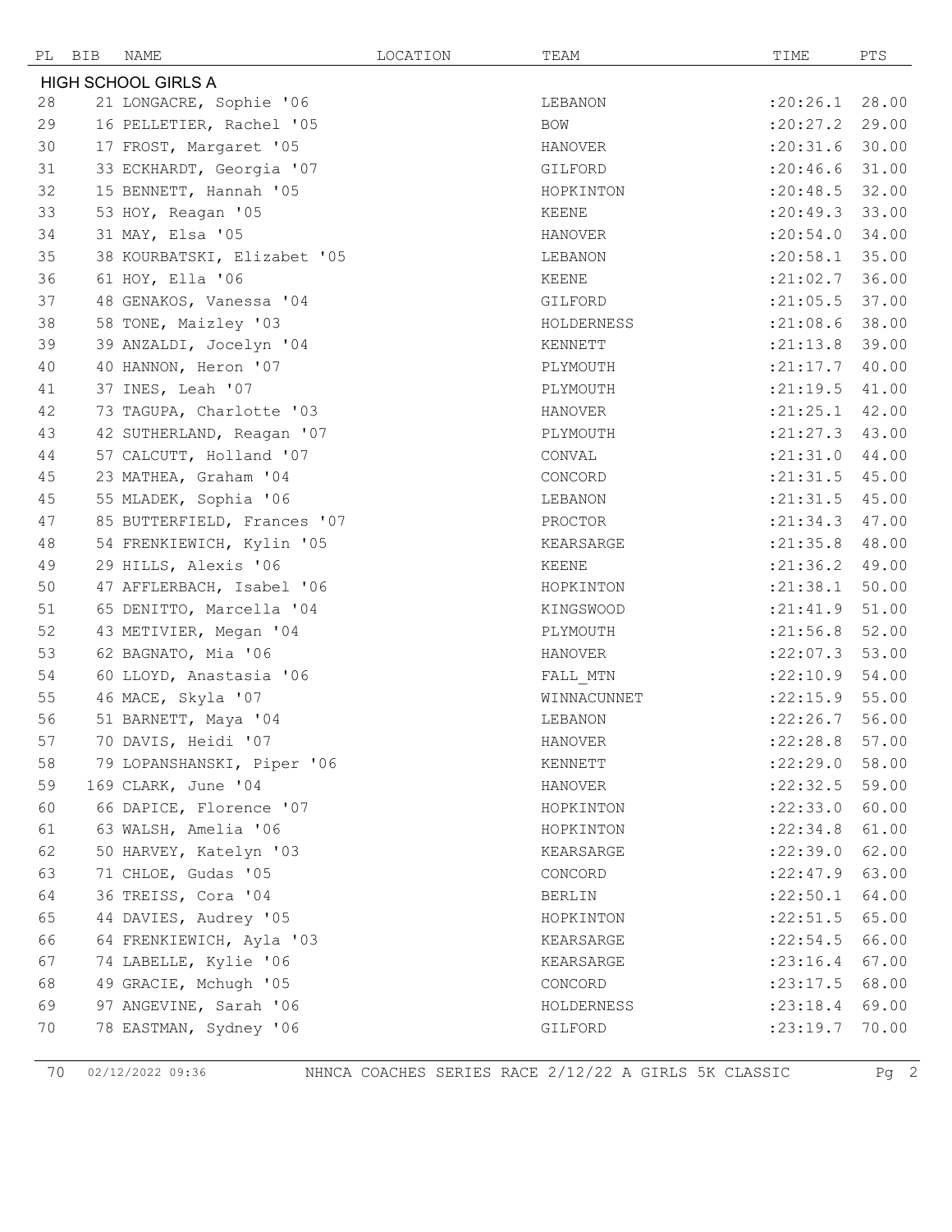| PL | BIB | NAME | LOCATION | TEAM | TIME | PTS |
|---|---|---|---|---|---|---|
| HIGH SCHOOL GIRLS A | | | | | | |
| 28 | 21 | LONGACRE, Sophie '06 | | LEBANON | :20:26.1 | 28.00 |
| 29 | 16 | PELLETIER, Rachel '05 | | BOW | :20:27.2 | 29.00 |
| 30 | 17 | FROST, Margaret '05 | | HANOVER | :20:31.6 | 30.00 |
| 31 | 33 | ECKHARDT, Georgia '07 | | GILFORD | :20:46.6 | 31.00 |
| 32 | 15 | BENNETT, Hannah '05 | | HOPKINTON | :20:48.5 | 32.00 |
| 33 | 53 | HOY, Reagan '05 | | KEENE | :20:49.3 | 33.00 |
| 34 | 31 | MAY, Elsa '05 | | HANOVER | :20:54.0 | 34.00 |
| 35 | 38 | KOURBATSKI, Elizabet '05 | | LEBANON | :20:58.1 | 35.00 |
| 36 | 61 | HOY, Ella '06 | | KEENE | :21:02.7 | 36.00 |
| 37 | 48 | GENAKOS, Vanessa '04 | | GILFORD | :21:05.5 | 37.00 |
| 38 | 58 | TONE, Maizley '03 | | HOLDERNESS | :21:08.6 | 38.00 |
| 39 | 39 | ANZALDI, Jocelyn '04 | | KENNETT | :21:13.8 | 39.00 |
| 40 | 40 | HANNON, Heron '07 | | PLYMOUTH | :21:17.7 | 40.00 |
| 41 | 37 | INES, Leah '07 | | PLYMOUTH | :21:19.5 | 41.00 |
| 42 | 73 | TAGUPA, Charlotte '03 | | HANOVER | :21:25.1 | 42.00 |
| 43 | 42 | SUTHERLAND, Reagan '07 | | PLYMOUTH | :21:27.3 | 43.00 |
| 44 | 57 | CALCUTT, Holland '07 | | CONVAL | :21:31.0 | 44.00 |
| 45 | 23 | MATHEA, Graham '04 | | CONCORD | :21:31.5 | 45.00 |
| 45 | 55 | MLADEK, Sophia '06 | | LEBANON | :21:31.5 | 45.00 |
| 47 | 85 | BUTTERFIELD, Frances '07 | | PROCTOR | :21:34.3 | 47.00 |
| 48 | 54 | FRENKIEWICH, Kylin '05 | | KEARSARGE | :21:35.8 | 48.00 |
| 49 | 29 | HILLS, Alexis '06 | | KEENE | :21:36.2 | 49.00 |
| 50 | 47 | AFFLERBACH, Isabel '06 | | HOPKINTON | :21:38.1 | 50.00 |
| 51 | 65 | DENITTO, Marcella '04 | | KINGSWOOD | :21:41.9 | 51.00 |
| 52 | 43 | METIVIER, Megan '04 | | PLYMOUTH | :21:56.8 | 52.00 |
| 53 | 62 | BAGNATO, Mia '06 | | HANOVER | :22:07.3 | 53.00 |
| 54 | 60 | LLOYD, Anastasia '06 | | FALL_MTN | :22:10.9 | 54.00 |
| 55 | 46 | MACE, Skyla '07 | | WINNACUNNET | :22:15.9 | 55.00 |
| 56 | 51 | BARNETT, Maya '04 | | LEBANON | :22:26.7 | 56.00 |
| 57 | 70 | DAVIS, Heidi '07 | | HANOVER | :22:28.8 | 57.00 |
| 58 | 79 | LOPANSHANSKI, Piper '06 | | KENNETT | :22:29.0 | 58.00 |
| 59 | 169 | CLARK, June '04 | | HANOVER | :22:32.5 | 59.00 |
| 60 | 66 | DAPICE, Florence '07 | | HOPKINTON | :22:33.0 | 60.00 |
| 61 | 63 | WALSH, Amelia '06 | | HOPKINTON | :22:34.8 | 61.00 |
| 62 | 50 | HARVEY, Katelyn '03 | | KEARSARGE | :22:39.0 | 62.00 |
| 63 | 71 | CHLOE, Gudas '05 | | CONCORD | :22:47.9 | 63.00 |
| 64 | 36 | TREISS, Cora '04 | | BERLIN | :22:50.1 | 64.00 |
| 65 | 44 | DAVIES, Audrey '05 | | HOPKINTON | :22:51.5 | 65.00 |
| 66 | 64 | FRENKIEWICH, Ayla '03 | | KEARSARGE | :22:54.5 | 66.00 |
| 67 | 74 | LABELLE, Kylie '06 | | KEARSARGE | :23:16.4 | 67.00 |
| 68 | 49 | GRACIE, Mchugh '05 | | CONCORD | :23:17.5 | 68.00 |
| 69 | 97 | ANGEVINE, Sarah '06 | | HOLDERNESS | :23:18.4 | 69.00 |
| 70 | 78 | EASTMAN, Sydney '06 | | GILFORD | :23:19.7 | 70.00 |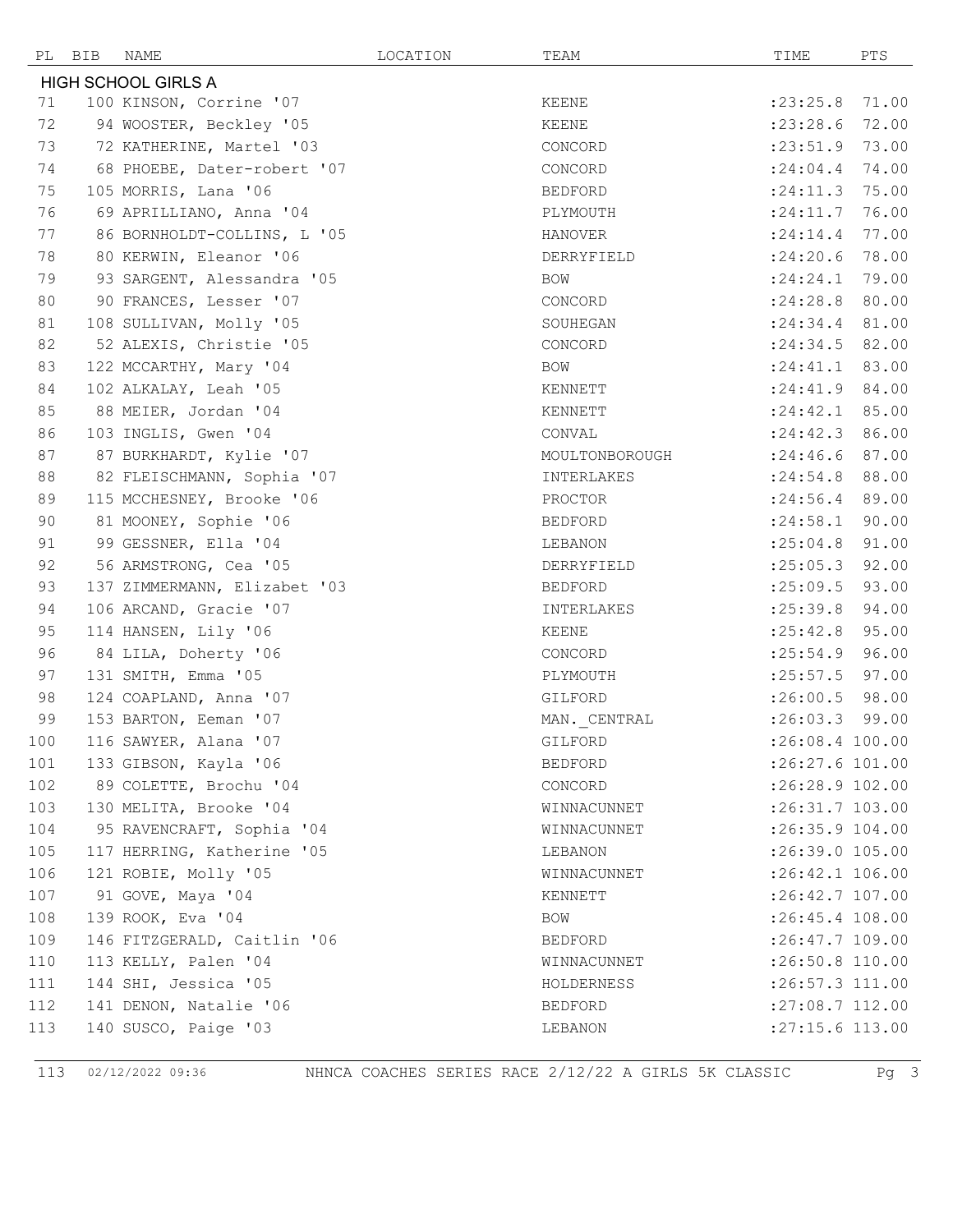| PL | BIB | NAME | LOCATION | TEAM | TIME | PTS |
|---|---|---|---|---|---|---|
| **HIGH SCHOOL GIRLS A** | | | | | | |
| 71 | 100 | KINSON, Corrine '07 | | KEENE | :23:25.8 | 71.00 |
| 72 | 94 | WOOSTER, Beckley '05 | | KEENE | :23:28.6 | 72.00 |
| 73 | 72 | KATHERINE, Martel '03 | | CONCORD | :23:51.9 | 73.00 |
| 74 | 68 | PHOEBE, Dater-robert '07 | | CONCORD | :24:04.4 | 74.00 |
| 75 | 105 | MORRIS, Lana '06 | | BEDFORD | :24:11.3 | 75.00 |
| 76 | 69 | APRILLIANO, Anna '04 | | PLYMOUTH | :24:11.7 | 76.00 |
| 77 | 86 | BORNHOLDT-COLLINS, L '05 | | HANOVER | :24:14.4 | 77.00 |
| 78 | 80 | KERWIN, Eleanor '06 | | DERRYFIELD | :24:20.6 | 78.00 |
| 79 | 93 | SARGENT, Alessandra '05 | | BOW | :24:24.1 | 79.00 |
| 80 | 90 | FRANCES, Lesser '07 | | CONCORD | :24:28.8 | 80.00 |
| 81 | 108 | SULLIVAN, Molly '05 | | SOUHEGAN | :24:34.4 | 81.00 |
| 82 | 52 | ALEXIS, Christie '05 | | CONCORD | :24:34.5 | 82.00 |
| 83 | 122 | MCCARTHY, Mary '04 | | BOW | :24:41.1 | 83.00 |
| 84 | 102 | ALKALAY, Leah '05 | | KENNETT | :24:41.9 | 84.00 |
| 85 | 88 | MEIER, Jordan '04 | | KENNETT | :24:42.1 | 85.00 |
| 86 | 103 | INGLIS, Gwen '04 | | CONVAL | :24:42.3 | 86.00 |
| 87 | 87 | BURKHARDT, Kylie '07 | | MOULTONBOROUGH | :24:46.6 | 87.00 |
| 88 | 82 | FLEISCHMANN, Sophia '07 | | INTERLAKES | :24:54.8 | 88.00 |
| 89 | 115 | MCCHESNEY, Brooke '06 | | PROCTOR | :24:56.4 | 89.00 |
| 90 | 81 | MOONEY, Sophie '06 | | BEDFORD | :24:58.1 | 90.00 |
| 91 | 99 | GESSNER, Ella '04 | | LEBANON | :25:04.8 | 91.00 |
| 92 | 56 | ARMSTRONG, Cea '05 | | DERRYFIELD | :25:05.3 | 92.00 |
| 93 | 137 | ZIMMERMANN, Elizabet '03 | | BEDFORD | :25:09.5 | 93.00 |
| 94 | 106 | ARCAND, Gracie '07 | | INTERLAKES | :25:39.8 | 94.00 |
| 95 | 114 | HANSEN, Lily '06 | | KEENE | :25:42.8 | 95.00 |
| 96 | 84 | LILA, Doherty '06 | | CONCORD | :25:54.9 | 96.00 |
| 97 | 131 | SMITH, Emma '05 | | PLYMOUTH | :25:57.5 | 97.00 |
| 98 | 124 | COAPLAND, Anna '07 | | GILFORD | :26:00.5 | 98.00 |
| 99 | 153 | BARTON, Eeman '07 | | MAN._CENTRAL | :26:03.3 | 99.00 |
| 100 | 116 | SAWYER, Alana '07 | | GILFORD | :26:08.4 | 100.00 |
| 101 | 133 | GIBSON, Kayla '06 | | BEDFORD | :26:27.6 | 101.00 |
| 102 | 89 | COLETTE, Brochu '04 | | CONCORD | :26:28.9 | 102.00 |
| 103 | 130 | MELITA, Brooke '04 | | WINNACUNNET | :26:31.7 | 103.00 |
| 104 | 95 | RAVENCRAFT, Sophia '04 | | WINNACUNNET | :26:35.9 | 104.00 |
| 105 | 117 | HERRING, Katherine '05 | | LEBANON | :26:39.0 | 105.00 |
| 106 | 121 | ROBIE, Molly '05 | | WINNACUNNET | :26:42.1 | 106.00 |
| 107 | 91 | GOVE, Maya '04 | | KENNETT | :26:42.7 | 107.00 |
| 108 | 139 | ROOK, Eva '04 | | BOW | :26:45.4 | 108.00 |
| 109 | 146 | FITZGERALD, Caitlin '06 | | BEDFORD | :26:47.7 | 109.00 |
| 110 | 113 | KELLY, Palen '04 | | WINNACUNNET | :26:50.8 | 110.00 |
| 111 | 144 | SHI, Jessica '05 | | HOLDERNESS | :26:57.3 | 111.00 |
| 112 | 141 | DENON, Natalie '06 | | BEDFORD | :27:08.7 | 112.00 |
| 113 | 140 | SUSCO, Paige '03 | | LEBANON | :27:15.6 | 113.00 |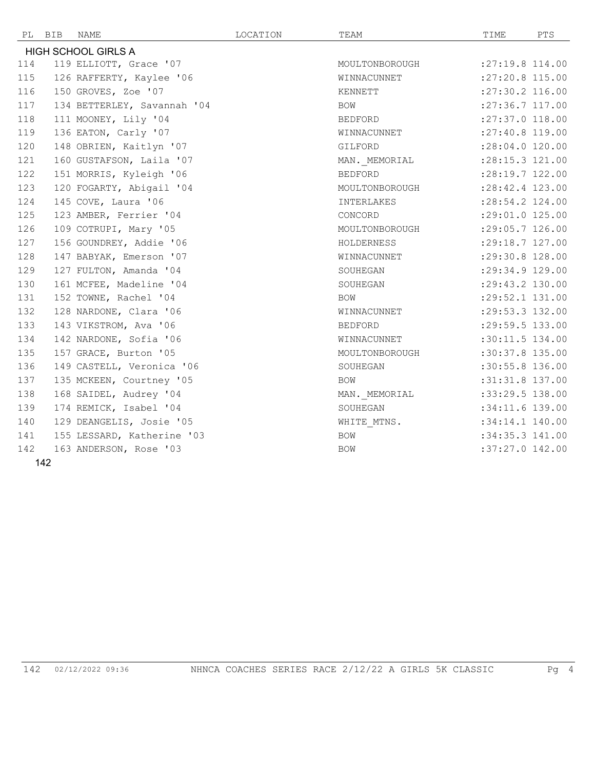| PL | BIB | NAME | LOCATION | TEAM | TIME | PTS |
|---|---|---|---|---|---|---|
| HIGH SCHOOL GIRLS A | | | | | | |
| 114 | 119 | ELLIOTT, Grace '07 | | MOULTONBOROUGH | :27:19.8 | 114.00 |
| 115 | 126 | RAFFERTY, Kaylee '06 | | WINNACUNNET | :27:20.8 | 115.00 |
| 116 | 150 | GROVES, Zoe '07 | | KENNETT | :27:30.2 | 116.00 |
| 117 | 134 | BETTERLEY, Savannah '04 | | BOW | :27:36.7 | 117.00 |
| 118 | 111 | MOONEY, Lily '04 | | BEDFORD | :27:37.0 | 118.00 |
| 119 | 136 | EATON, Carly '07 | | WINNACUNNET | :27:40.8 | 119.00 |
| 120 | 148 | OBRIEN, Kaitlyn '07 | | GILFORD | :28:04.0 | 120.00 |
| 121 | 160 | GUSTAFSON, Laila '07 | | MAN._MEMORIAL | :28:15.3 | 121.00 |
| 122 | 151 | MORRIS, Kyleigh '06 | | BEDFORD | :28:19.7 | 122.00 |
| 123 | 120 | FOGARTY, Abigail '04 | | MOULTONBOROUGH | :28:42.4 | 123.00 |
| 124 | 145 | COVE, Laura '06 | | INTERLAKES | :28:54.2 | 124.00 |
| 125 | 123 | AMBER, Ferrier '04 | | CONCORD | :29:01.0 | 125.00 |
| 126 | 109 | COTRUPI, Mary '05 | | MOULTONBOROUGH | :29:05.7 | 126.00 |
| 127 | 156 | GOUNDREY, Addie '06 | | HOLDERNESS | :29:18.7 | 127.00 |
| 128 | 147 | BABYAK, Emerson '07 | | WINNACUNNET | :29:30.8 | 128.00 |
| 129 | 127 | FULTON, Amanda '04 | | SOUHEGAN | :29:34.9 | 129.00 |
| 130 | 161 | MCFEE, Madeline '04 | | SOUHEGAN | :29:43.2 | 130.00 |
| 131 | 152 | TOWNE, Rachel '04 | | BOW | :29:52.1 | 131.00 |
| 132 | 128 | NARDONE, Clara '06 | | WINNACUNNET | :29:53.3 | 132.00 |
| 133 | 143 | VIKSTROM, Ava '06 | | BEDFORD | :29:59.5 | 133.00 |
| 134 | 142 | NARDONE, Sofia '06 | | WINNACUNNET | :30:11.5 | 134.00 |
| 135 | 157 | GRACE, Burton '05 | | MOULTONBOROUGH | :30:37.8 | 135.00 |
| 136 | 149 | CASTELL, Veronica '06 | | SOUHEGAN | :30:55.8 | 136.00 |
| 137 | 135 | MCKEEN, Courtney '05 | | BOW | :31:31.8 | 137.00 |
| 138 | 168 | SAIDEL, Audrey '04 | | MAN._MEMORIAL | :33:29.5 | 138.00 |
| 139 | 174 | REMICK, Isabel '04 | | SOUHEGAN | :34:11.6 | 139.00 |
| 140 | 129 | DEANGELIS, Josie '05 | | WHITE_MTNS. | :34:14.1 | 140.00 |
| 141 | 155 | LESSARD, Katherine '03 | | BOW | :34:35.3 | 141.00 |
| 142 | 163 | ANDERSON, Rose '03 | | BOW | :37:27.0 | 142.00 |

142